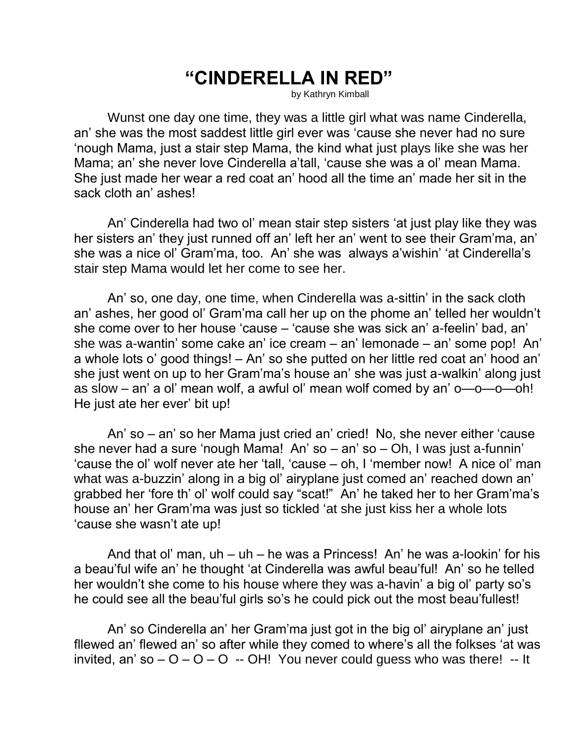# "CINDERELLA IN RED"

by Kathryn Kimball

Wunst one day one time, they was a little girl what was name Cinderella, an' she was the most saddest little girl ever was 'cause she never had no sure 'nough Mama, just a stair step Mama, the kind what just plays like she was her Mama; an' she never love Cinderella a'tall, 'cause she was a ol' mean Mama. She just made her wear a red coat an' hood all the time an' made her sit in the sack cloth an' ashes!

An' Cinderella had two ol' mean stair step sisters 'at just play like they was her sisters an' they just runned off an' left her an' went to see their Gram'ma, an' she was a nice ol' Gram'ma, too. An' she was always a'wishin' 'at Cinderella's stair step Mama would let her come to see her.

An' so, one day, one time, when Cinderella was a-sittin' in the sack cloth an' ashes, her good ol' Gram'ma call her up on the phome an' telled her wouldn't she come over to her house 'cause – 'cause she was sick an' a-feelin' bad, an' she was a-wantin' some cake an' ice cream – an' lemonade – an' some pop! An' a whole lots o' good things! – An' so she putted on her little red coat an' hood an' she just went on up to her Gram'ma's house an' she was just a-walkin' along just as slow – an' a ol' mean wolf, a awful ol' mean wolf comed by an' o—o—o—oh! He just ate her ever' bit up!

An' so – an' so her Mama just cried an' cried! No, she never either 'cause she never had a sure 'nough Mama! An' so – an' so – Oh, I was just a-funnin' 'cause the ol' wolf never ate her 'tall, 'cause – oh, I 'member now! A nice ol' man what was a-buzzin' along in a big ol' airyplane just comed an' reached down an' grabbed her 'fore th' ol' wolf could say "scat!" An' he taked her to her Gram'ma's house an' her Gram'ma was just so tickled 'at she just kiss her a whole lots 'cause she wasn't ate up!

And that ol' man, uh – uh – he was a Princess! An' he was a-lookin' for his a beau'ful wife an' he thought 'at Cinderella was awful beau'ful! An' so he telled her wouldn't she come to his house where they was a-havin' a big ol' party so's he could see all the beau'ful girls so's he could pick out the most beau'fullest!

An' so Cinderella an' her Gram'ma just got in the big ol' airyplane an' just fllewed an' flewed an' so after while they comed to where's all the folkses 'at was invited, an' so – O – O – O -- OH! You never could guess who was there! -- It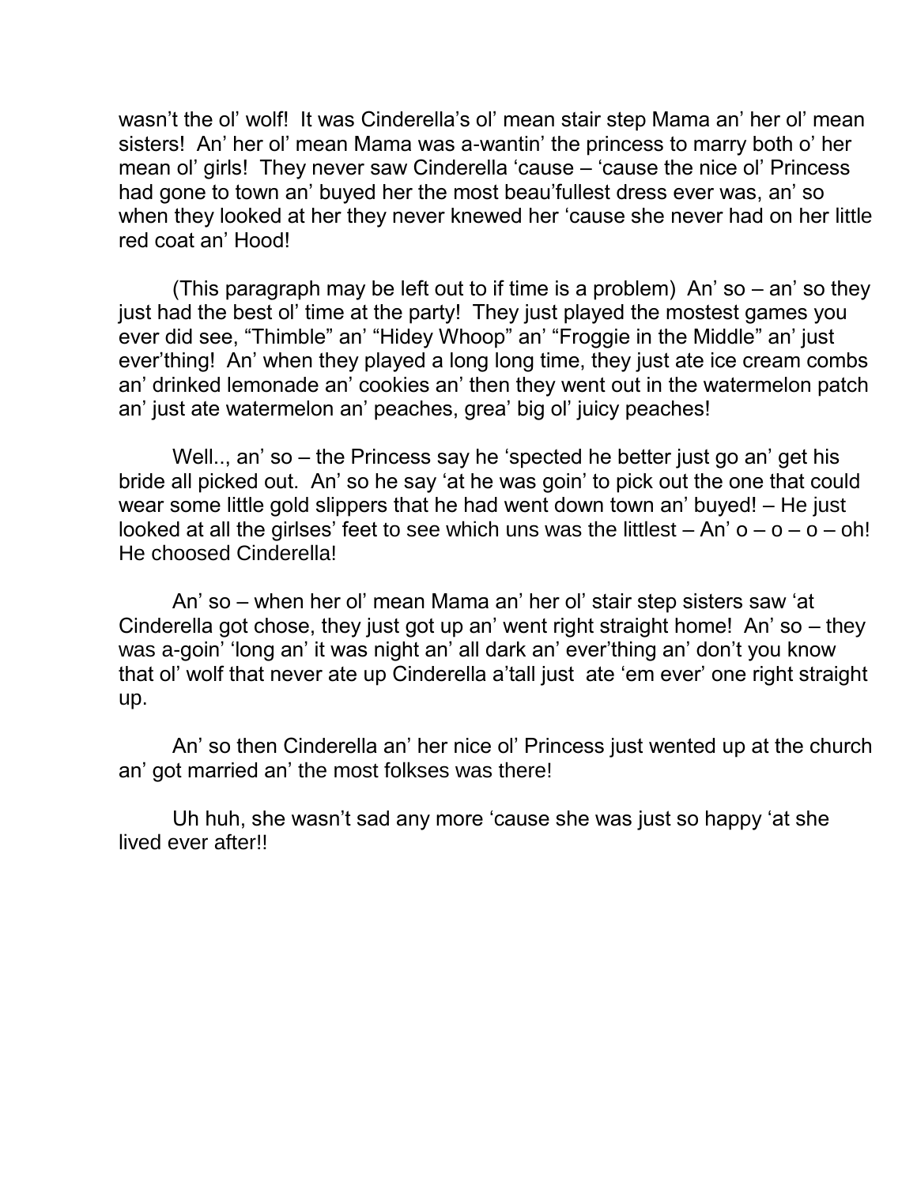wasn't the ol' wolf! It was Cinderella's ol' mean stair step Mama an' her ol' mean sisters! An' her ol' mean Mama was a-wantin' the princess to marry both o' her mean ol' girls! They never saw Cinderella 'cause – 'cause the nice ol' Princess had gone to town an' buyed her the most beau'fullest dress ever was, an' so when they looked at her they never knewed her 'cause she never had on her little red coat an' Hood!

(This paragraph may be left out to if time is a problem) An' so – an' so they just had the best ol' time at the party! They just played the mostest games you ever did see, "Thimble" an' "Hidey Whoop" an' "Froggie in the Middle" an' just ever'thing! An' when they played a long long time, they just ate ice cream combs an' drinked lemonade an' cookies an' then they went out in the watermelon patch an' just ate watermelon an' peaches, grea' big ol' juicy peaches!

Well.., an' so – the Princess say he 'spected he better just go an' get his bride all picked out. An' so he say 'at he was goin' to pick out the one that could wear some little gold slippers that he had went down town an' buyed! – He just looked at all the girlses' feet to see which uns was the littlest – An' o – o – o – oh! He choosed Cinderella!

An' so – when her ol' mean Mama an' her ol' stair step sisters saw 'at Cinderella got chose, they just got up an' went right straight home! An' so – they was a-goin' 'long an' it was night an' all dark an' ever'thing an' don't you know that ol' wolf that never ate up Cinderella a'tall just ate 'em ever' one right straight up.

An' so then Cinderella an' her nice ol' Princess just wented up at the church an' got married an' the most folkses was there!

Uh huh, she wasn't sad any more 'cause she was just so happy 'at she lived ever after!!